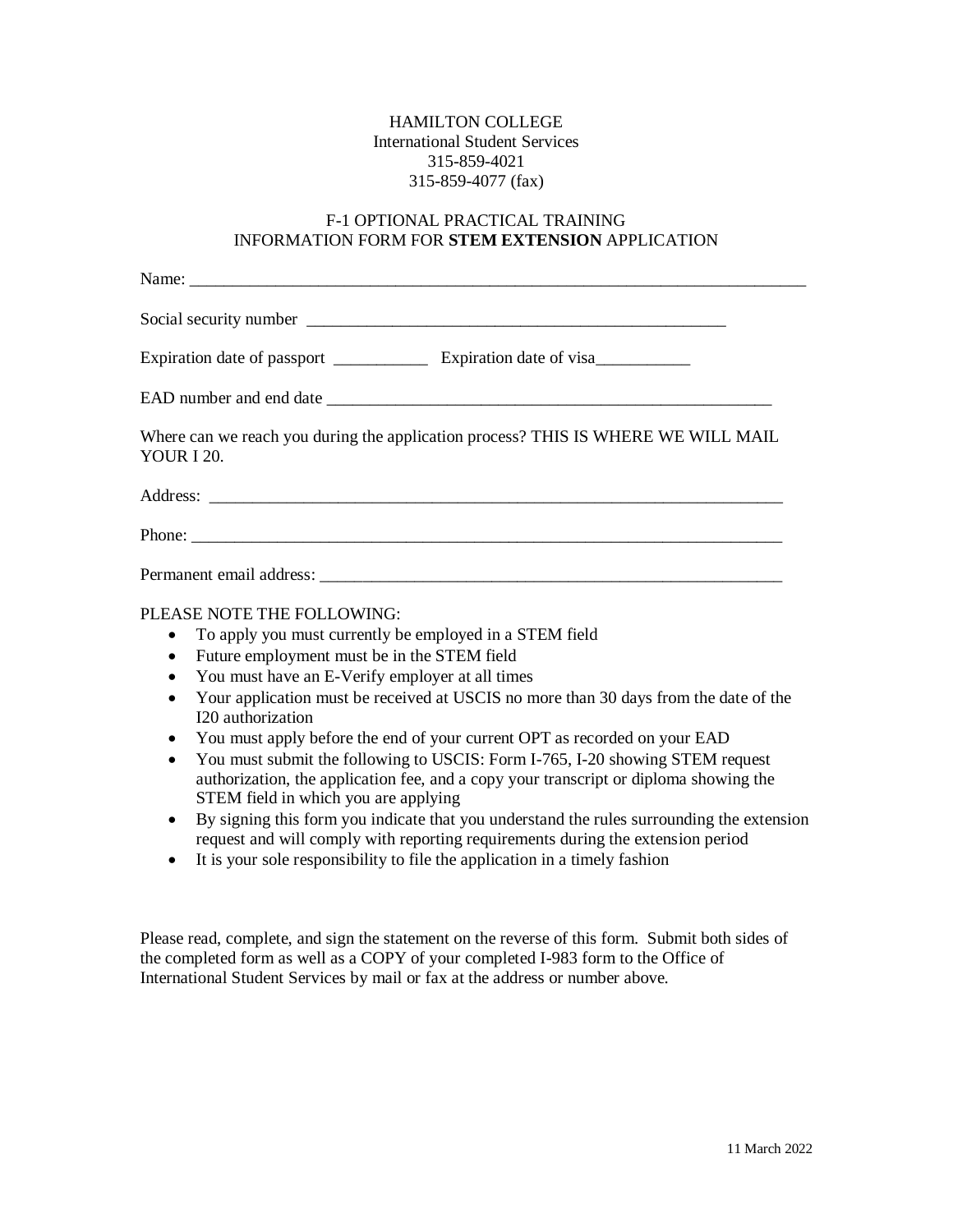HAMILTON COLLEGE
International Student Services
315-859-4021
315-859-4077 (fax)

F-1 OPTIONAL PRACTICAL TRAINING
INFORMATION FORM FOR **STEM EXTENSION** APPLICATION

Name: ___________________________________________________________________________

Social security number ___________________________________________________

Expiration date of passport ___________ Expiration date of visa___________

EAD number and end date ______________________________________________________

Where can we reach you during the application process? THIS IS WHERE WE WILL MAIL YOUR I 20.

Address: ______________________________________________________________________

Phone: ________________________________________________________________________

Permanent email address: _______________________________________________________

PLEASE NOTE THE FOLLOWING:

- To apply you must currently be employed in a STEM field
- Future employment must be in the STEM field
- You must have an E-Verify employer at all times
- Your application must be received at USCIS no more than 30 days from the date of the I20 authorization
- You must apply before the end of your current OPT as recorded on your EAD
- You must submit the following to USCIS: Form I-765, I-20 showing STEM request authorization, the application fee, and a copy your transcript or diploma showing the STEM field in which you are applying
- By signing this form you indicate that you understand the rules surrounding the extension request and will comply with reporting requirements during the extension period
- It is your sole responsibility to file the application in a timely fashion

Please read, complete, and sign the statement on the reverse of this form. Submit both sides of the completed form as well as a COPY of your completed I-983 form to the Office of International Student Services by mail or fax at the address or number above.

11 March 2022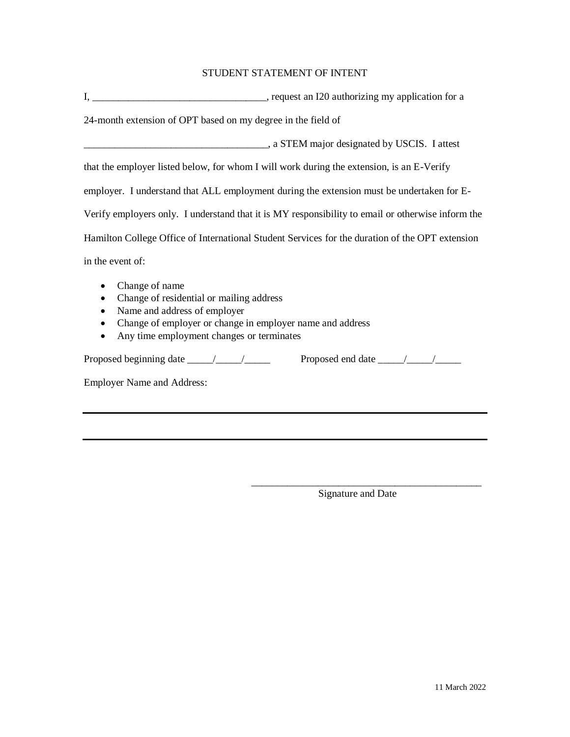STUDENT STATEMENT OF INTENT

I, _________________________________, request an I20 authorizing my application for a 24-month extension of OPT based on my degree in the field of ___________________________________, a STEM major designated by USCIS. I attest that the employer listed below, for whom I will work during the extension, is an E-Verify employer. I understand that ALL employment during the extension must be undertaken for E-Verify employers only. I understand that it is MY responsibility to email or otherwise inform the Hamilton College Office of International Student Services for the duration of the OPT extension in the event of:

- Change of name
- Change of residential or mailing address
- Name and address of employer
- Change of employer or change in employer name and address
- Any time employment changes or terminates

Proposed beginning date _____/_____/_____     Proposed end date _____/_____/_____

Employer Name and Address:

______________________________________________________________

______________________________________________________________

_____________________________________________
Signature and Date

11 March 2022